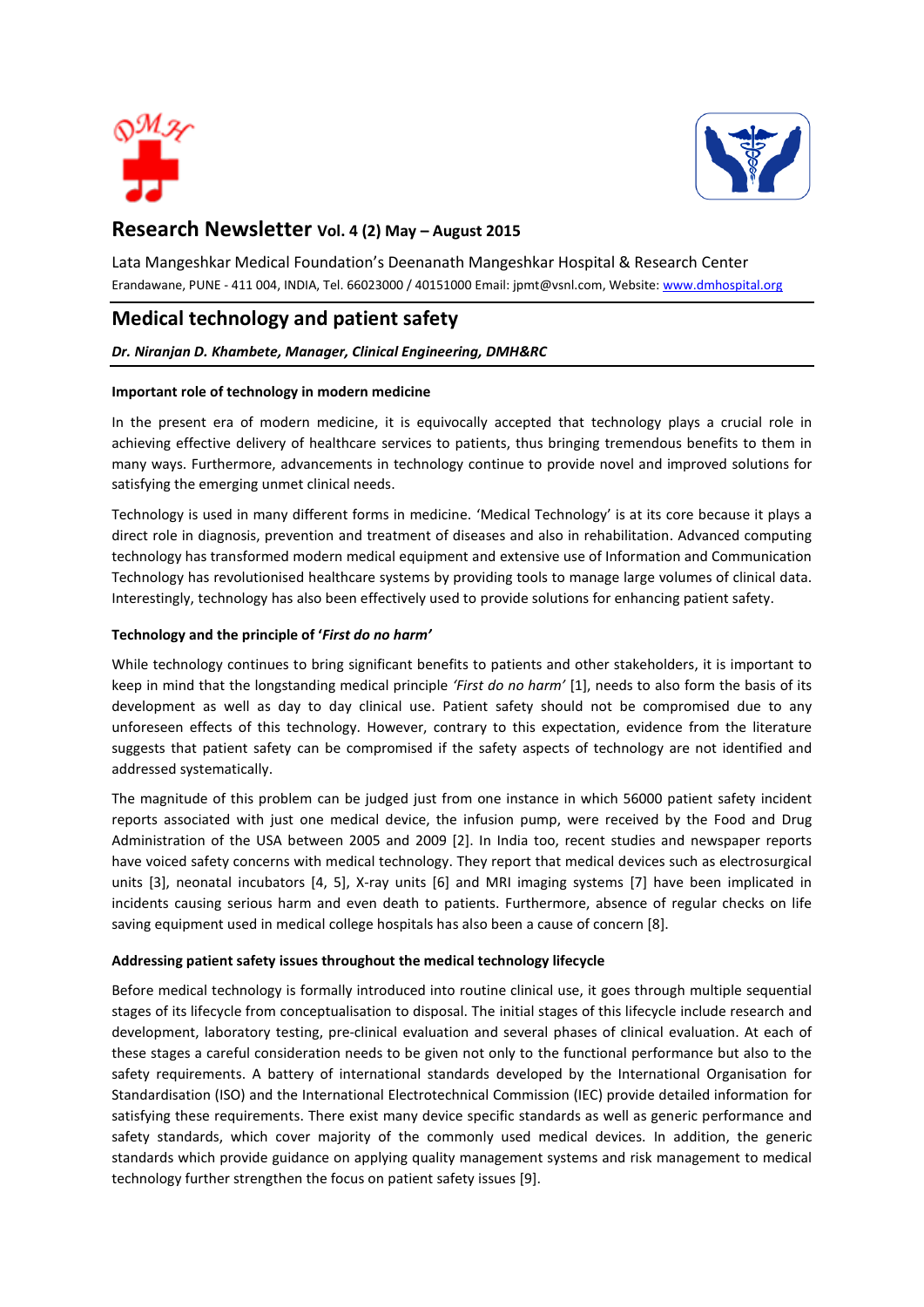# Research Newsletter Vol. 4 (2) May – August 2015

Lata Mangeshkar Medical Foundation's Deenanath Mangeshkar Hospital & Research Center

Erandawane, PUNE - 411 004, INDIA, Tel. 66023000 / 40151000 Email: jpmt@vsnl.com, Website: www.dmhospital.org

## Medical technology and patient safety

***Dr. Niranjan D. Khambete, Manager, Clinical Engineering, DMH&RC***

### Important role of technology in modern medicine

In the present era of modern medicine, it is equivocally accepted that technology plays a crucial role in achieving effective delivery of healthcare services to patients, thus bringing tremendous benefits to them in many ways. Furthermore, advancements in technology continue to provide novel and improved solutions for satisfying the emerging unmet clinical needs.

Technology is used in many different forms in medicine. 'Medical Technology' is at its core because it plays a direct role in diagnosis, prevention and treatment of diseases and also in rehabilitation. Advanced computing technology has transformed modern medical equipment and extensive use of Information and Communication Technology has revolutionised healthcare systems by providing tools to manage large volumes of clinical data. Interestingly, technology has also been effectively used to provide solutions for enhancing patient safety.

### Technology and the principle of '*First do no harm*'

While technology continues to bring significant benefits to patients and other stakeholders, it is important to keep in mind that the longstanding medical principle *'First do no harm'* [1], needs to also form the basis of its development as well as day to day clinical use. Patient safety should not be compromised due to any unforeseen effects of this technology. However, contrary to this expectation, evidence from the literature suggests that patient safety can be compromised if the safety aspects of technology are not identified and addressed systematically.

The magnitude of this problem can be judged just from one instance in which 56000 patient safety incident reports associated with just one medical device, the infusion pump, were received by the Food and Drug Administration of the USA between 2005 and 2009 [2]. In India too, recent studies and newspaper reports have voiced safety concerns with medical technology. They report that medical devices such as electrosurgical units [3], neonatal incubators [4, 5], X-ray units [6] and MRI imaging systems [7] have been implicated in incidents causing serious harm and even death to patients. Furthermore, absence of regular checks on life saving equipment used in medical college hospitals has also been a cause of concern [8].

### Addressing patient safety issues throughout the medical technology lifecycle

Before medical technology is formally introduced into routine clinical use, it goes through multiple sequential stages of its lifecycle from conceptualisation to disposal. The initial stages of this lifecycle include research and development, laboratory testing, pre-clinical evaluation and several phases of clinical evaluation. At each of these stages a careful consideration needs to be given not only to the functional performance but also to the safety requirements. A battery of international standards developed by the International Organisation for Standardisation (ISO) and the International Electrotechnical Commission (IEC) provide detailed information for satisfying these requirements. There exist many device specific standards as well as generic performance and safety standards, which cover majority of the commonly used medical devices. In addition, the generic standards which provide guidance on applying quality management systems and risk management to medical technology further strengthen the focus on patient safety issues [9].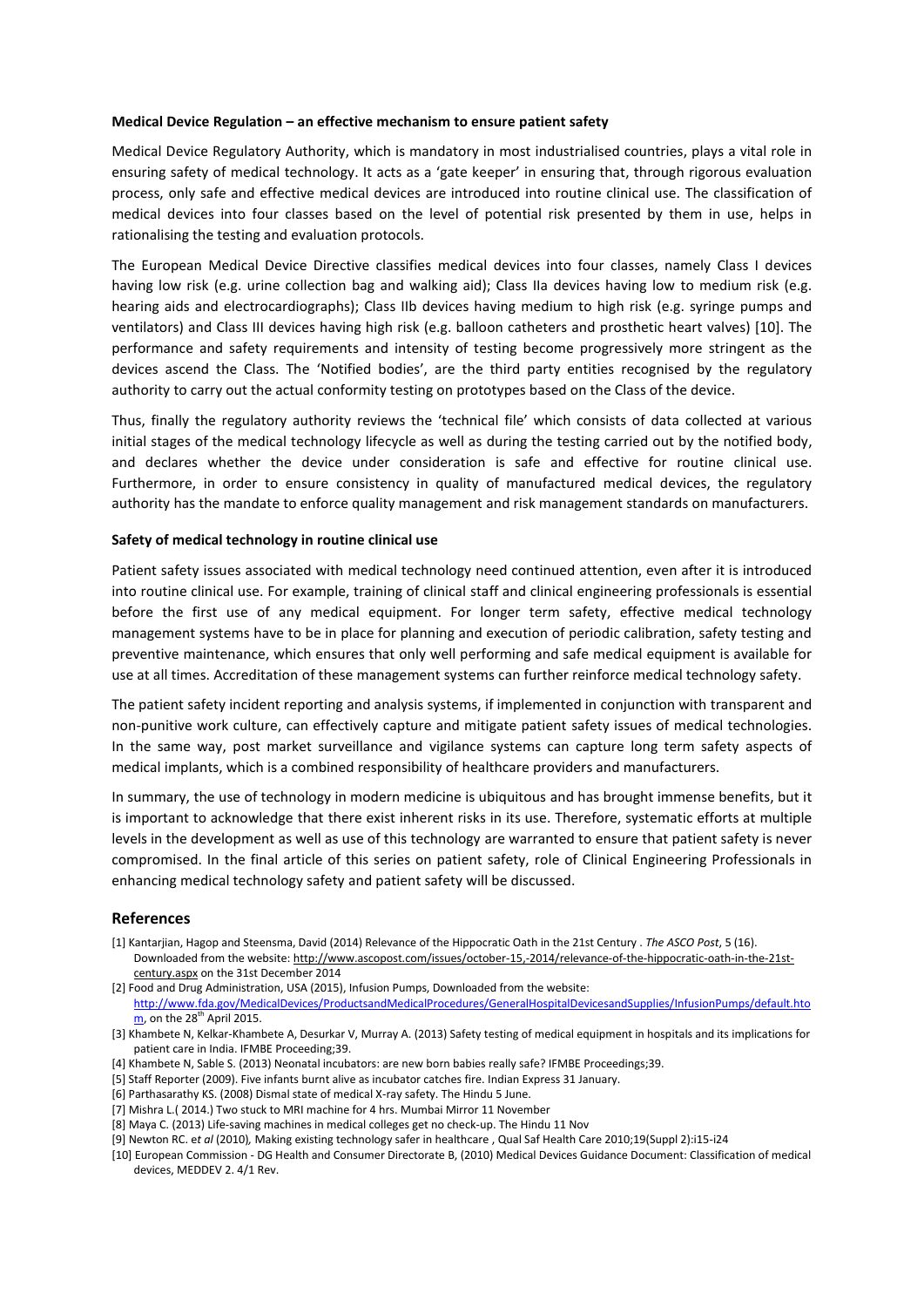**Medical Device Regulation – an effective mechanism to ensure patient safety**

Medical Device Regulatory Authority, which is mandatory in most industrialised countries, plays a vital role in ensuring safety of medical technology. It acts as a 'gate keeper' in ensuring that, through rigorous evaluation process, only safe and effective medical devices are introduced into routine clinical use. The classification of medical devices into four classes based on the level of potential risk presented by them in use, helps in rationalising the testing and evaluation protocols.

The European Medical Device Directive classifies medical devices into four classes, namely Class I devices having low risk (e.g. urine collection bag and walking aid); Class IIa devices having low to medium risk (e.g. hearing aids and electrocardiographs); Class IIb devices having medium to high risk (e.g. syringe pumps and ventilators) and Class III devices having high risk (e.g. balloon catheters and prosthetic heart valves) [10]. The performance and safety requirements and intensity of testing become progressively more stringent as the devices ascend the Class. The 'Notified bodies', are the third party entities recognised by the regulatory authority to carry out the actual conformity testing on prototypes based on the Class of the device.

Thus, finally the regulatory authority reviews the 'technical file' which consists of data collected at various initial stages of the medical technology lifecycle as well as during the testing carried out by the notified body, and declares whether the device under consideration is safe and effective for routine clinical use. Furthermore, in order to ensure consistency in quality of manufactured medical devices, the regulatory authority has the mandate to enforce quality management and risk management standards on manufacturers.

**Safety of medical technology in routine clinical use**

Patient safety issues associated with medical technology need continued attention, even after it is introduced into routine clinical use. For example, training of clinical staff and clinical engineering professionals is essential before the first use of any medical equipment. For longer term safety, effective medical technology management systems have to be in place for planning and execution of periodic calibration, safety testing and preventive maintenance, which ensures that only well performing and safe medical equipment is available for use at all times. Accreditation of these management systems can further reinforce medical technology safety.

The patient safety incident reporting and analysis systems, if implemented in conjunction with transparent and non-punitive work culture, can effectively capture and mitigate patient safety issues of medical technologies. In the same way, post market surveillance and vigilance systems can capture long term safety aspects of medical implants, which is a combined responsibility of healthcare providers and manufacturers.

In summary, the use of technology in modern medicine is ubiquitous and has brought immense benefits, but it is important to acknowledge that there exist inherent risks in its use. Therefore, systematic efforts at multiple levels in the development as well as use of this technology are warranted to ensure that patient safety is never compromised. In the final article of this series on patient safety, role of Clinical Engineering Professionals in enhancing medical technology safety and patient safety will be discussed.

## References

[1] Kantarjian, Hagop and Steensma, David (2014) Relevance of the Hippocratic Oath in the 21st Century . *The ASCO Post*, 5 (16). Downloaded from the website: http://www.ascopost.com/issues/october-15,-2014/relevance-of-the-hippocratic-oath-in-the-21st-century.aspx on the 31st December 2014

[2] Food and Drug Administration, USA (2015), Infusion Pumps, Downloaded from the website: http://www.fda.gov/MedicalDevices/ProductsandMedicalProcedures/GeneralHospitalDevicesandSupplies/InfusionPumps/default.htm, on the 28th April 2015.

[3] Khambete N, Kelkar-Khambete A, Desurkar V, Murray A. (2013) Safety testing of medical equipment in hospitals and its implications for patient care in India. IFMBE Proceeding;39.

[4] Khambete N, Sable S. (2013) Neonatal incubators: are new born babies really safe? IFMBE Proceedings;39.

[5] Staff Reporter (2009). Five infants burnt alive as incubator catches fire. Indian Express 31 January.

[6] Parthasarathy KS. (2008) Dismal state of medical X-ray safety. The Hindu 5 June.

[7] Mishra L.( 2014.) Two stuck to MRI machine for 4 hrs. Mumbai Mirror 11 November

[8] Maya C. (2013) Life-saving machines in medical colleges get no check-up. The Hindu 11 Nov

[9] Newton RC. e*t al* (2010)*,* Making existing technology safer in healthcare , Qual Saf Health Care 2010;19(Suppl 2):i15-i24

[10] European Commission - DG Health and Consumer Directorate B, (2010) Medical Devices Guidance Document: Classification of medical devices, MEDDEV 2. 4/1 Rev.